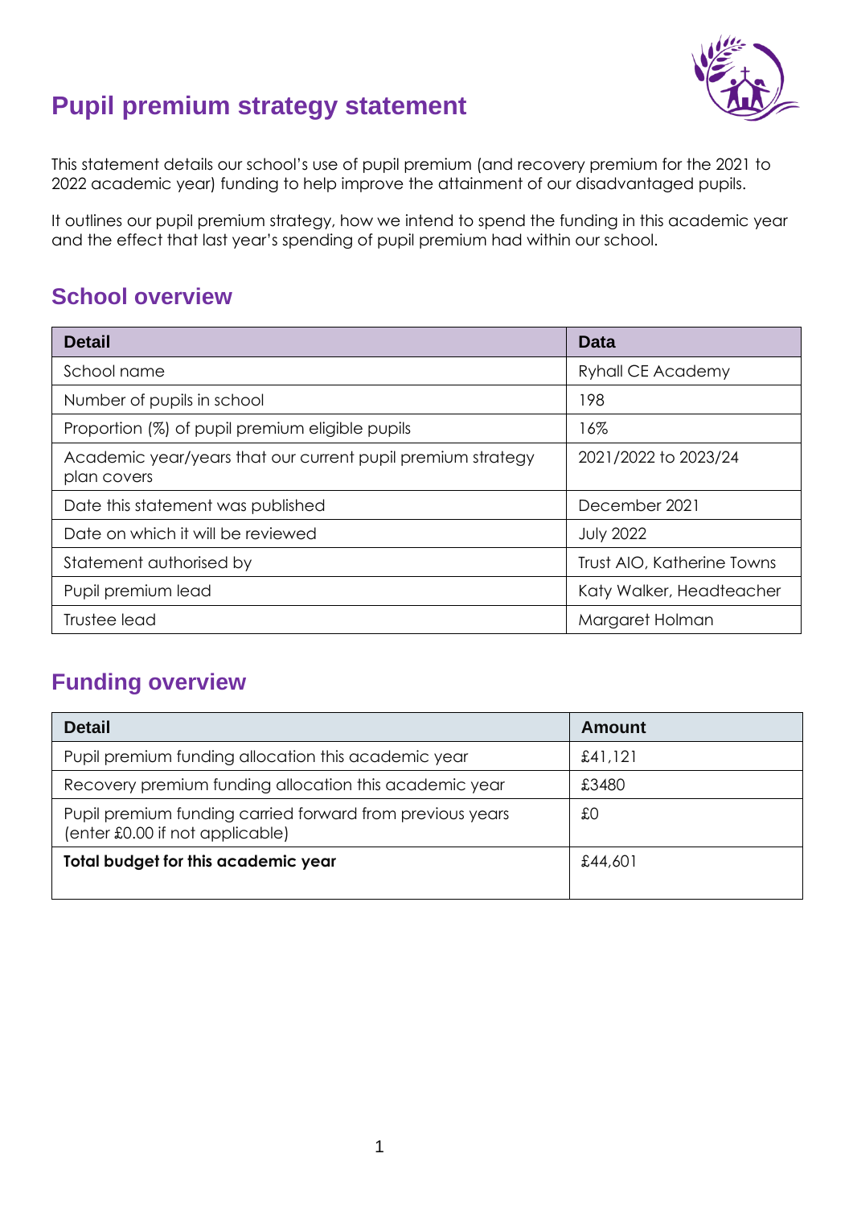# Pupil premium strategy statement

This statement details our school's use of pupil premium (and recovery premium for the 2021 to 2022 academic year) funding to help improve the attainment of our disadvantaged pupils.

It outlines our pupil premium strategy, how we intend to spend the funding in this academic year and the effect that last year's spending of pupil premium had within our school.

## School overview

| Detail | Data |
|---|---|
| School name | Ryhall CE Academy |
| Number of pupils in school | 198 |
| Proportion (%) of pupil premium eligible pupils | 16% |
| Academic year/years that our current pupil premium strategy plan covers | 2021/2022 to 2023/24 |
| Date this statement was published | December 2021 |
| Date on which it will be reviewed | July 2022 |
| Statement authorised by | Trust AIO, Katherine Towns |
| Pupil premium lead | Katy Walker, Headteacher |
| Trustee lead | Margaret Holman |

## Funding overview

| Detail | Amount |
|---|---|
| Pupil premium funding allocation this academic year | £41,121 |
| Recovery premium funding allocation this academic year | £3480 |
| Pupil premium funding carried forward from previous years (enter £0.00 if not applicable) | £0 |
| **Total budget for this academic year** | £44,601 |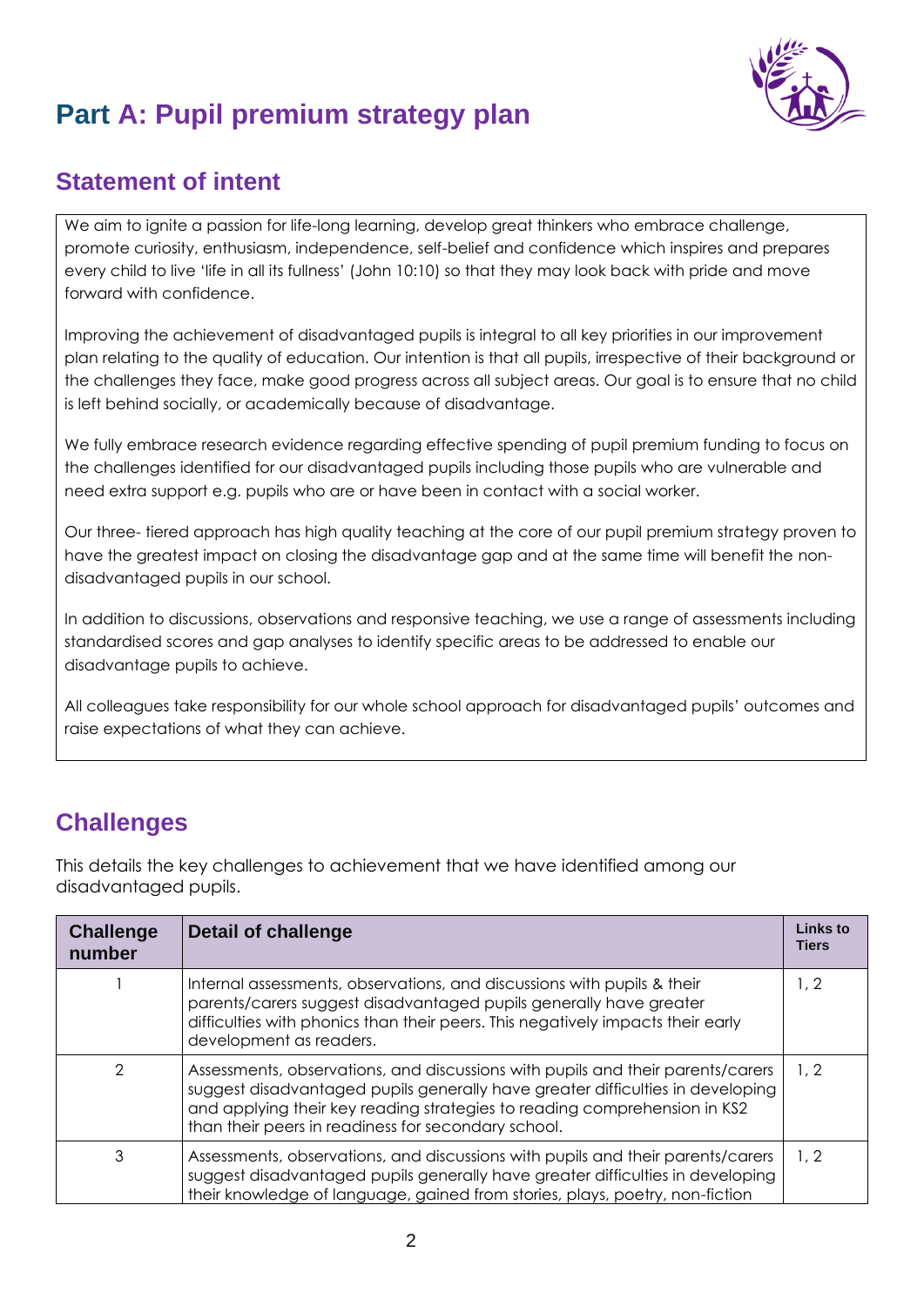# Part A: Pupil premium strategy plan

## Statement of intent

We aim to ignite a passion for life-long learning, develop great thinkers who embrace challenge, promote curiosity, enthusiasm, independence, self-belief and confidence which inspires and prepares every child to live 'life in all its fullness' (John 10:10) so that they may look back with pride and move forward with confidence.

Improving the achievement of disadvantaged pupils is integral to all key priorities in our improvement plan relating to the quality of education. Our intention is that all pupils, irrespective of their background or the challenges they face, make good progress across all subject areas. Our goal is to ensure that no child is left behind socially, or academically because of disadvantage.

We fully embrace research evidence regarding effective spending of pupil premium funding to focus on the challenges identified for our disadvantaged pupils including those pupils who are vulnerable and need extra support e.g. pupils who are or have been in contact with a social worker.

Our three- tiered approach has high quality teaching at the core of our pupil premium strategy proven to have the greatest impact on closing the disadvantage gap and at the same time will benefit the non-disadvantaged pupils in our school.

In addition to discussions, observations and responsive teaching, we use a range of assessments including standardised scores and gap analyses to identify specific areas to be addressed to enable our disadvantage pupils to achieve.

All colleagues take responsibility for our whole school approach for disadvantaged pupils' outcomes and raise expectations of what they can achieve.

## Challenges

This details the key challenges to achievement that we have identified among our disadvantaged pupils.

| Challenge number | Detail of challenge | Links to Tiers |
|---|---|---|
| 1 | Internal assessments, observations, and discussions with pupils & their parents/carers suggest disadvantaged pupils generally have greater difficulties with phonics than their peers. This negatively impacts their early development as readers. | 1, 2 |
| 2 | Assessments, observations, and discussions with pupils and their parents/carers suggest disadvantaged pupils generally have greater difficulties in developing and applying their key reading strategies to reading comprehension in KS2 than their peers in readiness for secondary school. | 1, 2 |
| 3 | Assessments, observations, and discussions with pupils and their parents/carers suggest disadvantaged pupils generally have greater difficulties in developing their knowledge of language, gained from stories, plays, poetry, non-fiction | 1, 2 |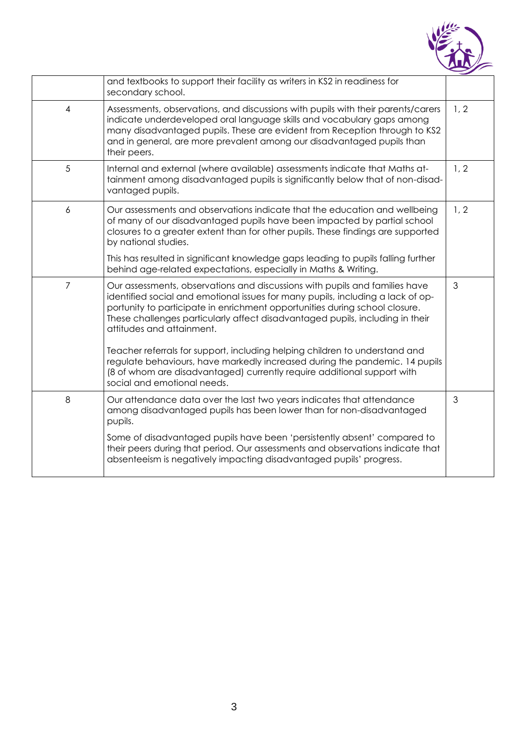| | | |
|---|---|---|
| | and textbooks to support their facility as writers in KS2 in readiness for secondary school. | |
| 4 | Assessments, observations, and discussions with pupils with their parents/carers indicate underdeveloped oral language skills and vocabulary gaps among many disadvantaged pupils. These are evident from Reception through to KS2 and in general, are more prevalent among our disadvantaged pupils than their peers. | 1, 2 |
| 5 | Internal and external (where available) assessments indicate that Maths attainment among disadvantaged pupils is significantly below that of non-disadvantaged pupils. | 1, 2 |
| 6 | Our assessments and observations indicate that the education and wellbeing of many of our disadvantaged pupils have been impacted by partial school closures to a greater extent than for other pupils. These findings are supported by national studies.<br><br>This has resulted in significant knowledge gaps leading to pupils falling further behind age-related expectations, especially in Maths & Writing. | 1, 2 |
| 7 | Our assessments, observations and discussions with pupils and families have identified social and emotional issues for many pupils, including a lack of opportunity to participate in enrichment opportunities during school closure. These challenges particularly affect disadvantaged pupils, including in their attitudes and attainment.<br><br>Teacher referrals for support, including helping children to understand and regulate behaviours, have markedly increased during the pandemic. 14 pupils (8 of whom are disadvantaged) currently require additional support with social and emotional needs. | 3 |
| 8 | Our attendance data over the last two years indicates that attendance among disadvantaged pupils has been lower than for non-disadvantaged pupils.<br><br>Some of disadvantaged pupils have been 'persistently absent' compared to their peers during that period. Our assessments and observations indicate that absenteeism is negatively impacting disadvantaged pupils' progress. | 3 |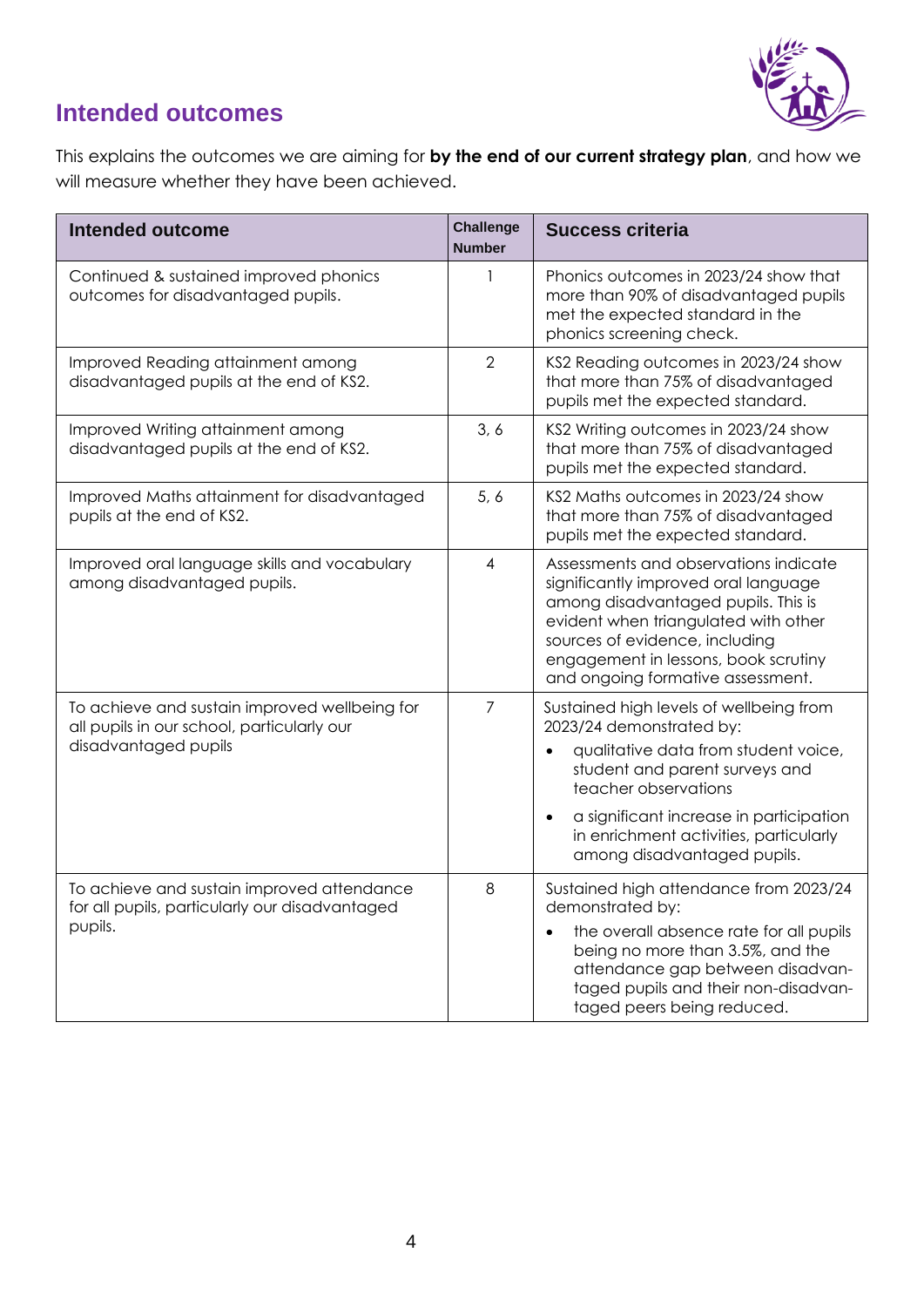## Intended outcomes

This explains the outcomes we are aiming for **by the end of our current strategy plan**, and how we will measure whether they have been achieved.

| Intended outcome | Challenge Number | Success criteria |
|---|---|---|
| Continued & sustained improved phonics outcomes for disadvantaged pupils. | 1 | Phonics outcomes in 2023/24 show that more than 90% of disadvantaged pupils met the expected standard in the phonics screening check. |
| Improved Reading attainment among disadvantaged pupils at the end of KS2. | 2 | KS2 Reading outcomes in 2023/24 show that more than 75% of disadvantaged pupils met the expected standard. |
| Improved Writing attainment among disadvantaged pupils at the end of KS2. | 3, 6 | KS2 Writing outcomes in 2023/24 show that more than 75% of disadvantaged pupils met the expected standard. |
| Improved Maths attainment for disadvantaged pupils at the end of KS2. | 5, 6 | KS2 Maths outcomes in 2023/24 show that more than 75% of disadvantaged pupils met the expected standard. |
| Improved oral language skills and vocabulary among disadvantaged pupils. | 4 | Assessments and observations indicate significantly improved oral language among disadvantaged pupils. This is evident when triangulated with other sources of evidence, including engagement in lessons, book scrutiny and ongoing formative assessment. |
| To achieve and sustain improved wellbeing for all pupils in our school, particularly our disadvantaged pupils | 7 | Sustained high levels of wellbeing from 2023/24 demonstrated by:<br>• qualitative data from student voice, student and parent surveys and teacher observations<br>• a significant increase in participation in enrichment activities, particularly among disadvantaged pupils. |
| To achieve and sustain improved attendance for all pupils, particularly our disadvantaged pupils. | 8 | Sustained high attendance from 2023/24 demonstrated by:<br>• the overall absence rate for all pupils being no more than 3.5%, and the attendance gap between disadvantaged pupils and their non-disadvantaged peers being reduced. |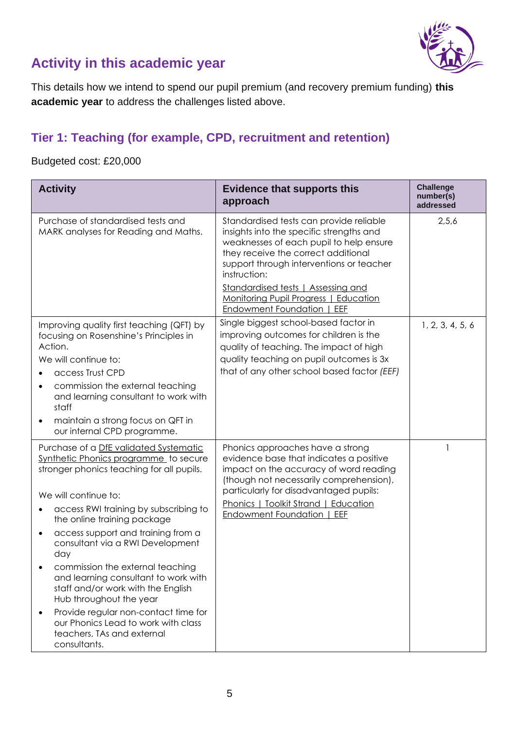## Activity in this academic year

This details how we intend to spend our pupil premium (and recovery premium funding) **this academic year** to address the challenges listed above.

### Tier 1: Teaching (for example, CPD, recruitment and retention)

Budgeted cost: £20,000

| Activity | Evidence that supports this approach | Challenge number(s) addressed |
|---|---|---|
| Purchase of standardised tests and MARK analyses for Reading and Maths. | Standardised tests can provide reliable insights into the specific strengths and weaknesses of each pupil to help ensure they receive the correct additional support through interventions or teacher instruction:<br>Standardised tests \| Assessing and Monitoring Pupil Progress \| Education Endowment Foundation \| EEF | 2,5,6 |
| Improving quality first teaching (QFT) by focusing on Rosenshine's Principles in Action.<br>We will continue to:<br>• access Trust CPD<br>• commission the external teaching and learning consultant to work with staff<br>• maintain a strong focus on QFT in our internal CPD programme. | Single biggest school-based factor in improving outcomes for children is the quality of teaching. The impact of high quality teaching on pupil outcomes is 3x that of any other school based factor *(EEF)* | 1, 2, 3, 4, 5, 6 |
| Purchase of a DfE validated Systematic Synthetic Phonics programme to secure stronger phonics teaching for all pupils.<br><br>We will continue to:<br>• access RWI training by subscribing to the online training package<br>• access support and training from a consultant via a RWI Development day<br>• commission the external teaching and learning consultant to work with staff and/or work with the English Hub throughout the year<br>• Provide regular non-contact time for our Phonics Lead to work with class teachers, TAs and external consultants. | Phonics approaches have a strong evidence base that indicates a positive impact on the accuracy of word reading (though not necessarily comprehension), particularly for disadvantaged pupils:<br>Phonics \| Toolkit Strand \| Education Endowment Foundation \| EEF | 1 |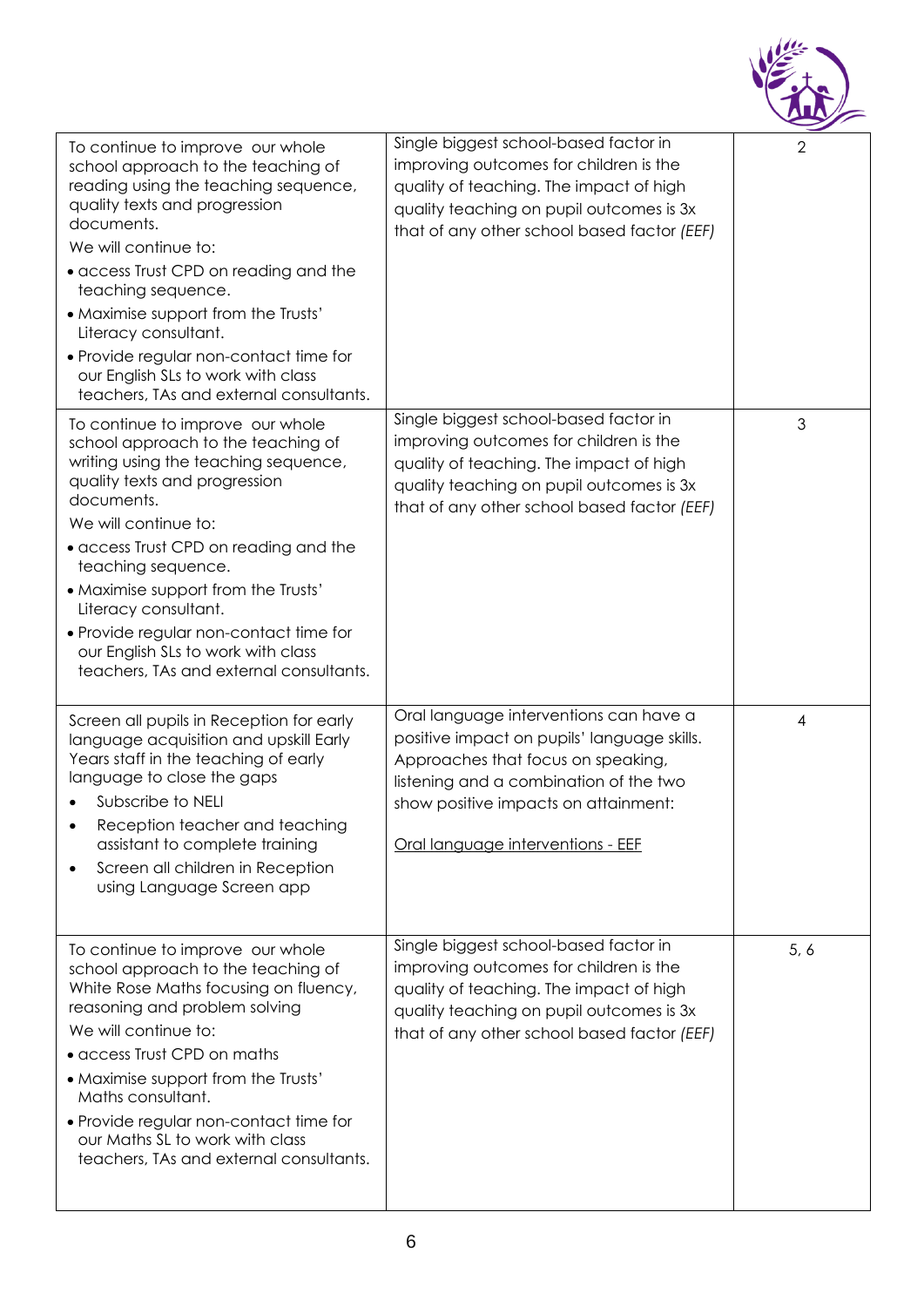| | | |
|---|---|---|
| To continue to improve our whole school approach to the teaching of reading using the teaching sequence, quality texts and progression documents.<br>We will continue to:<br>• access Trust CPD on reading and the teaching sequence.<br>• Maximise support from the Trusts' Literacy consultant.<br>• Provide regular non-contact time for our English SLs to work with class teachers, TAs and external consultants. | Single biggest school-based factor in improving outcomes for children is the quality of teaching. The impact of high quality teaching on pupil outcomes is 3x that of any other school based factor *(EEF)* | 2 |
| To continue to improve our whole school approach to the teaching of writing using the teaching sequence, quality texts and progression documents.<br>We will continue to:<br>• access Trust CPD on reading and the teaching sequence.<br>• Maximise support from the Trusts' Literacy consultant.<br>• Provide regular non-contact time for our English SLs to work with class teachers, TAs and external consultants. | Single biggest school-based factor in improving outcomes for children is the quality of teaching. The impact of high quality teaching on pupil outcomes is 3x that of any other school based factor *(EEF)* | 3 |
| Screen all pupils in Reception for early language acquisition and upskill Early Years staff in the teaching of early language to close the gaps<br>• Subscribe to NELI<br>• Reception teacher and teaching assistant to complete training<br>• Screen all children in Reception using Language Screen app | Oral language interventions can have a positive impact on pupils' language skills. Approaches that focus on speaking, listening and a combination of the two show positive impacts on attainment:<br><br>Oral language interventions - EEF | 4 |
| To continue to improve our whole school approach to the teaching of White Rose Maths focusing on fluency, reasoning and problem solving<br>We will continue to:<br>• access Trust CPD on maths<br>• Maximise support from the Trusts' Maths consultant.<br>• Provide regular non-contact time for our Maths SL to work with class teachers, TAs and external consultants. | Single biggest school-based factor in improving outcomes for children is the quality of teaching. The impact of high quality teaching on pupil outcomes is 3x that of any other school based factor *(EEF)* | 5, 6 |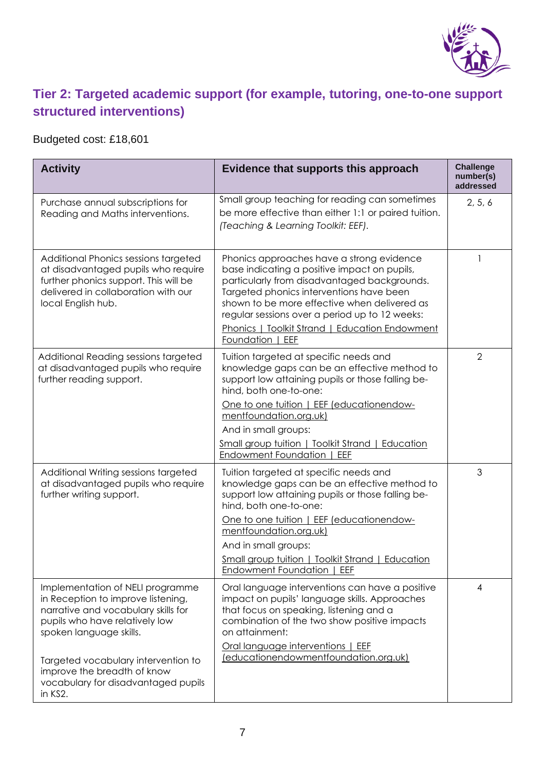## Tier 2: Targeted academic support (for example, tutoring, one-to-one support structured interventions)

Budgeted cost: £18,601

| Activity | Evidence that supports this approach | Challenge number(s) addressed |
|---|---|---|
| Purchase annual subscriptions for Reading and Maths interventions. | Small group teaching for reading can sometimes be more effective than either 1:1 or paired tuition. *(Teaching & Learning Toolkit: EEF)*. | 2, 5, 6 |
| Additional Phonics sessions targeted at disadvantaged pupils who require further phonics support. This will be delivered in collaboration with our local English hub. | Phonics approaches have a strong evidence base indicating a positive impact on pupils, particularly from disadvantaged backgrounds. Targeted phonics interventions have been shown to be more effective when delivered as regular sessions over a period up to 12 weeks: Phonics \| Toolkit Strand \| Education Endowment Foundation \| EEF | 1 |
| Additional Reading sessions targeted at disadvantaged pupils who require further reading support. | Tuition targeted at specific needs and knowledge gaps can be an effective method to support low attaining pupils or those falling behind, both one-to-one: One to one tuition \| EEF (educationendowmentfoundation.org.uk) And in small groups: Small group tuition \| Toolkit Strand \| Education Endowment Foundation \| EEF | 2 |
| Additional Writing sessions targeted at disadvantaged pupils who require further writing support. | Tuition targeted at specific needs and knowledge gaps can be an effective method to support low attaining pupils or those falling behind, both one-to-one: One to one tuition \| EEF (educationendowmentfoundation.org.uk) And in small groups: Small group tuition \| Toolkit Strand \| Education Endowment Foundation \| EEF | 3 |
| Implementation of NELI programme in Reception to improve listening, narrative and vocabulary skills for pupils who have relatively low spoken language skills. Targeted vocabulary intervention to improve the breadth of know vocabulary for disadvantaged pupils in KS2. | Oral language interventions can have a positive impact on pupils' language skills. Approaches that focus on speaking, listening and a combination of the two show positive impacts on attainment: Oral language interventions \| EEF (educationendowmentfoundation.org.uk) | 4 |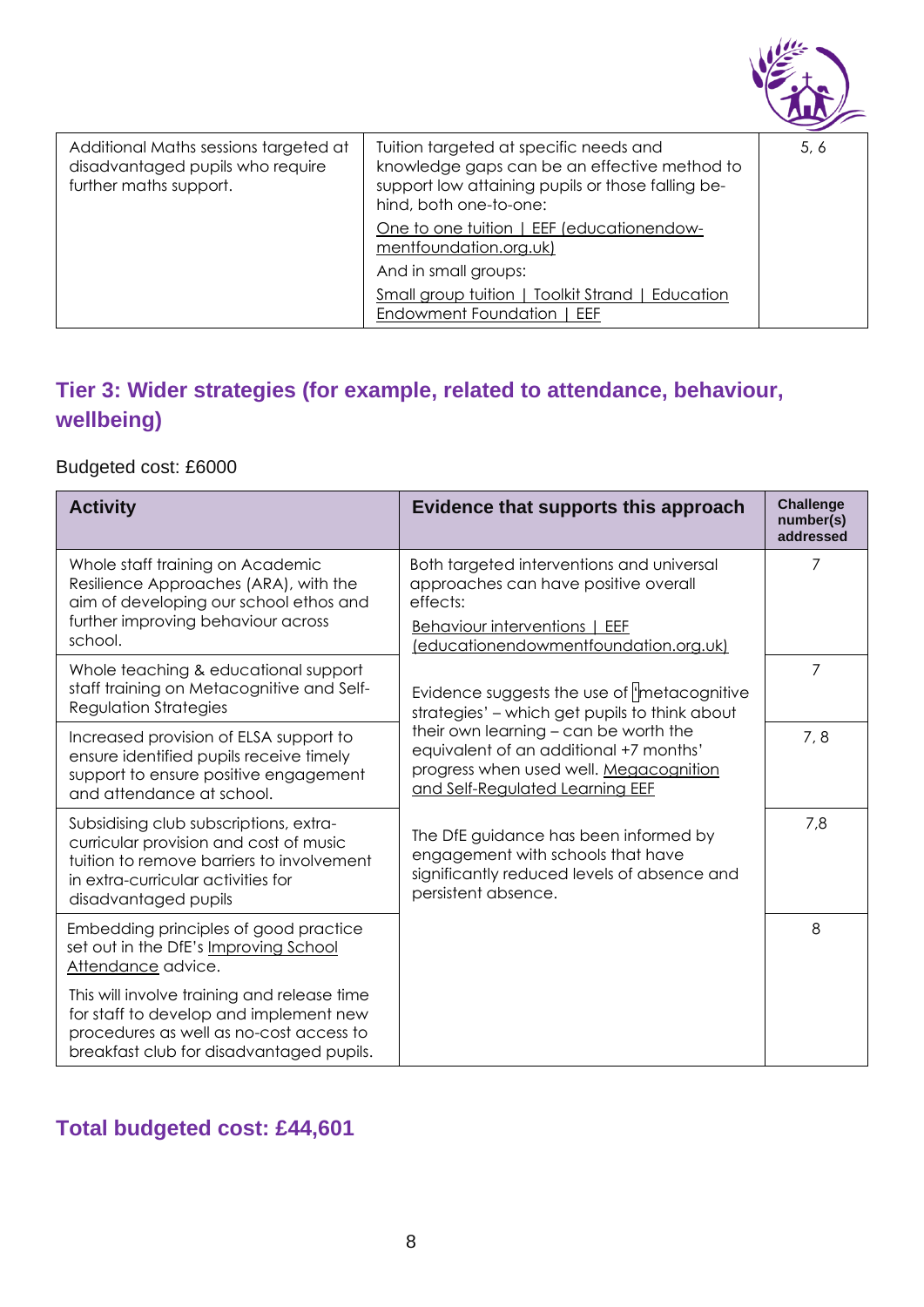| | | |
|---|---|---|
| Additional Maths sessions targeted at disadvantaged pupils who require further maths support. | Tuition targeted at specific needs and knowledge gaps can be an effective method to support low attaining pupils or those falling behind, both one-to-one: One to one tuition \| EEF (educationendowmentfoundation.org.uk) And in small groups: Small group tuition \| Toolkit Strand \| Education Endowment Foundation \| EEF | 5, 6 |

## Tier 3: Wider strategies (for example, related to attendance, behaviour, wellbeing)

Budgeted cost: £6000

| Activity | Evidence that supports this approach | Challenge number(s) addressed |
|---|---|---|
| Whole staff training on Academic Resilience Approaches (ARA), with the aim of developing our school ethos and further improving behaviour across school. | Both targeted interventions and universal approaches can have positive overall effects: Behaviour interventions \| EEF (educationendowmentfoundation.org.uk) | 7 |
| Whole teaching & educational support staff training on Metacognitive and Self-Regulation Strategies | Evidence suggests the use of 'metacognitive strategies' – which get pupils to think about their own learning – can be worth the equivalent of an additional +7 months' progress when used well. Megacognition and Self-Regulated Learning EEF | 7 |
| Increased provision of ELSA support to ensure identified pupils receive timely support to ensure positive engagement and attendance at school. | | 7, 8 |
| Subsidising club subscriptions, extra-curricular provision and cost of music tuition to remove barriers to involvement in extra-curricular activities for disadvantaged pupils | The DfE guidance has been informed by engagement with schools that have significantly reduced levels of absence and persistent absence. | 7,8 |
| Embedding principles of good practice set out in the DfE's Improving School Attendance advice. This will involve training and release time for staff to develop and implement new procedures as well as no-cost access to breakfast club for disadvantaged pupils. | | 8 |

## Total budgeted cost: £44,601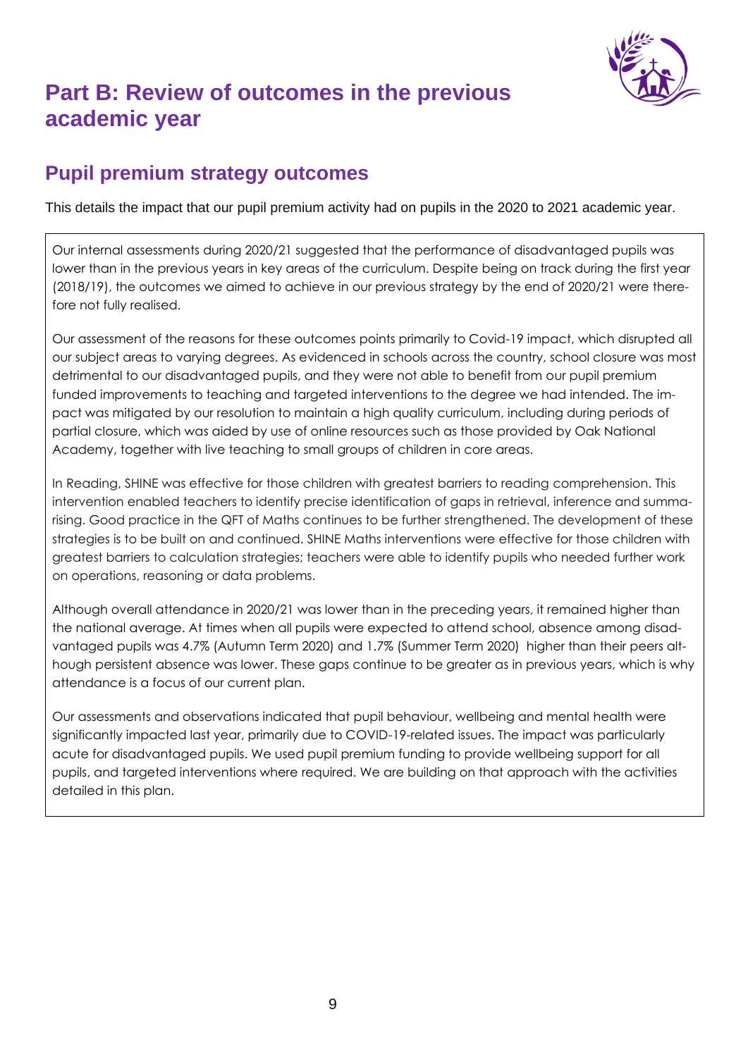# Part B: Review of outcomes in the previous academic year

## Pupil premium strategy outcomes

This details the impact that our pupil premium activity had on pupils in the 2020 to 2021 academic year.

Our internal assessments during 2020/21 suggested that the performance of disadvantaged pupils was lower than in the previous years in key areas of the curriculum. Despite being on track during the first year (2018/19), the outcomes we aimed to achieve in our previous strategy by the end of 2020/21 were therefore not fully realised.

Our assessment of the reasons for these outcomes points primarily to Covid-19 impact, which disrupted all our subject areas to varying degrees. As evidenced in schools across the country, school closure was most detrimental to our disadvantaged pupils, and they were not able to benefit from our pupil premium funded improvements to teaching and targeted interventions to the degree we had intended. The impact was mitigated by our resolution to maintain a high quality curriculum, including during periods of partial closure, which was aided by use of online resources such as those provided by Oak National Academy, together with live teaching to small groups of children in core areas.

In Reading, SHINE was effective for those children with greatest barriers to reading comprehension. This intervention enabled teachers to identify precise identification of gaps in retrieval, inference and summarising. Good practice in the QFT of Maths continues to be further strengthened. The development of these strategies is to be built on and continued. SHINE Maths interventions were effective for those children with greatest barriers to calculation strategies; teachers were able to identify pupils who needed further work on operations, reasoning or data problems.

Although overall attendance in 2020/21 was lower than in the preceding years, it remained higher than the national average. At times when all pupils were expected to attend school, absence among disadvantaged pupils was 4.7% (Autumn Term 2020) and 1.7% (Summer Term 2020) higher than their peers although persistent absence was lower. These gaps continue to be greater as in previous years, which is why attendance is a focus of our current plan.

Our assessments and observations indicated that pupil behaviour, wellbeing and mental health were significantly impacted last year, primarily due to COVID-19-related issues. The impact was particularly acute for disadvantaged pupils. We used pupil premium funding to provide wellbeing support for all pupils, and targeted interventions where required. We are building on that approach with the activities detailed in this plan.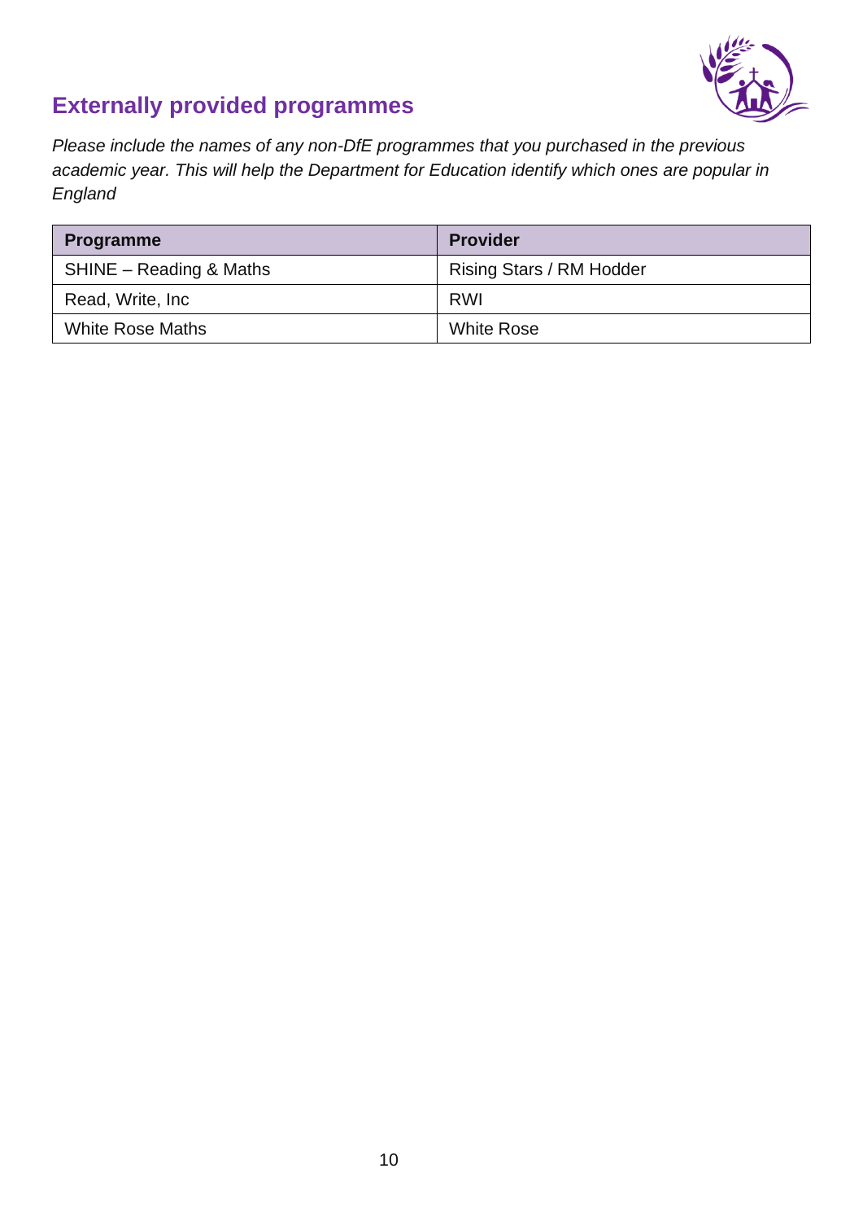## Externally provided programmes

*Please include the names of any non-DfE programmes that you purchased in the previous academic year. This will help the Department for Education identify which ones are popular in England*

| Programme | Provider |
| --- | --- |
| SHINE – Reading & Maths | Rising Stars / RM Hodder |
| Read, Write, Inc | RWI |
| White Rose Maths | White Rose |